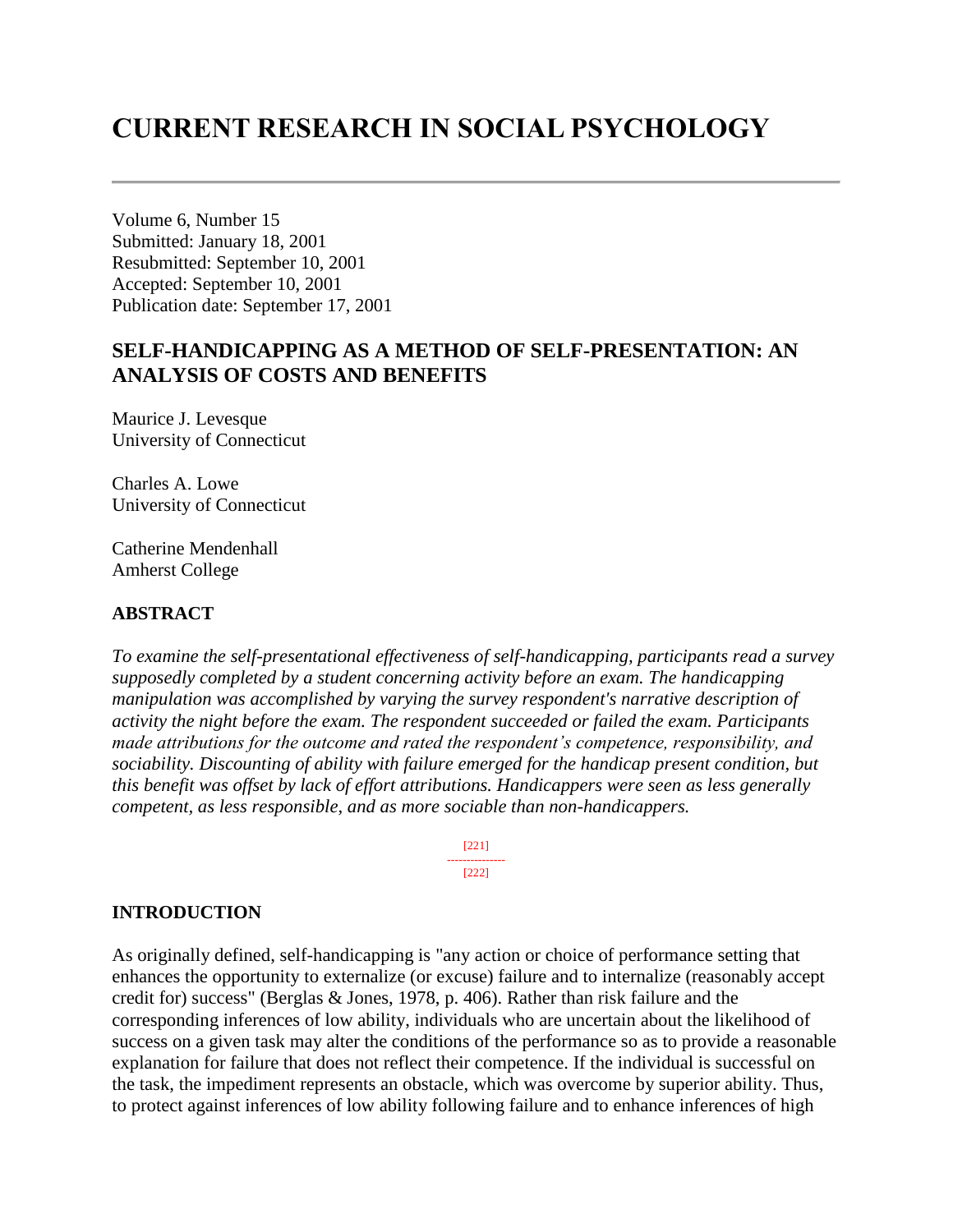# CURRENT RESEARCH IN SOCIAL PSYCHOLOGY

Volume 6, Number 15
Submitted: January 18, 2001
Resubmitted: September 10, 2001
Accepted: September 10, 2001
Publication date: September 17, 2001

## SELF-HANDICAPPING AS A METHOD OF SELF-PRESENTATION: AN ANALYSIS OF COSTS AND BENEFITS

Maurice J. Levesque
University of Connecticut

Charles A. Lowe
University of Connecticut

Catherine Mendenhall
Amherst College

### ABSTRACT

*To examine the self-presentational effectiveness of self-handicapping, participants read a survey supposedly completed by a student concerning activity before an exam. The handicapping manipulation was accomplished by varying the survey respondent's narrative description of activity the night before the exam. The respondent succeeded or failed the exam. Participants made attributions for the outcome and rated the respondent's competence, responsibility, and sociability. Discounting of ability with failure emerged for the handicap present condition, but this benefit was offset by lack of effort attributions. Handicappers were seen as less generally competent, as less responsible, and as more sociable than non-handicappers.*

### INTRODUCTION

As originally defined, self-handicapping is "any action or choice of performance setting that enhances the opportunity to externalize (or excuse) failure and to internalize (reasonably accept credit for) success" (Berglas & Jones, 1978, p. 406). Rather than risk failure and the corresponding inferences of low ability, individuals who are uncertain about the likelihood of success on a given task may alter the conditions of the performance so as to provide a reasonable explanation for failure that does not reflect their competence. If the individual is successful on the task, the impediment represents an obstacle, which was overcome by superior ability. Thus, to protect against inferences of low ability following failure and to enhance inferences of high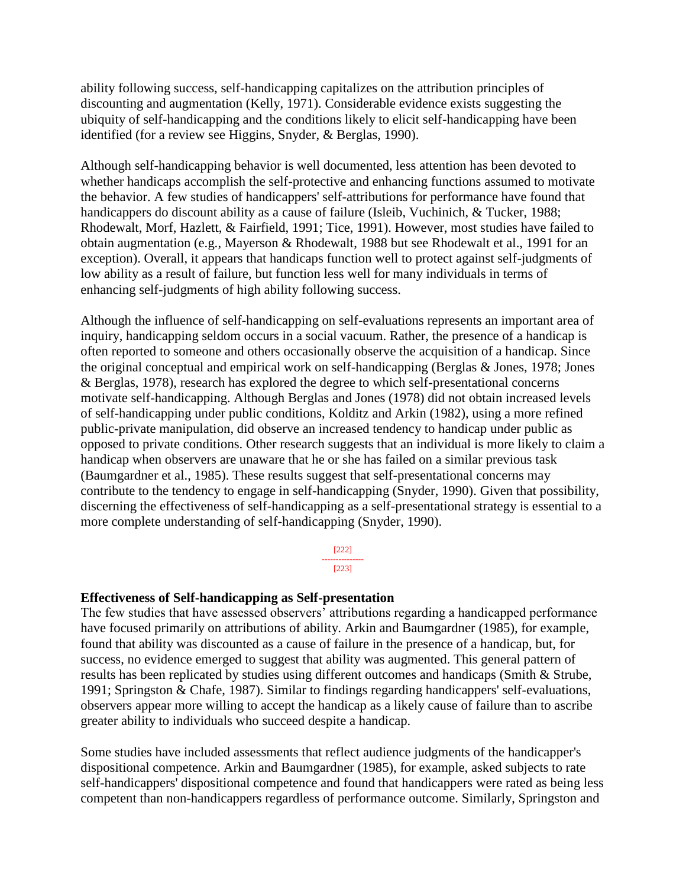ability following success, self-handicapping capitalizes on the attribution principles of discounting and augmentation (Kelly, 1971). Considerable evidence exists suggesting the ubiquity of self-handicapping and the conditions likely to elicit self-handicapping have been identified (for a review see Higgins, Snyder, & Berglas, 1990).

Although self-handicapping behavior is well documented, less attention has been devoted to whether handicaps accomplish the self-protective and enhancing functions assumed to motivate the behavior. A few studies of handicappers' self-attributions for performance have found that handicappers do discount ability as a cause of failure (Isleib, Vuchinich, & Tucker, 1988; Rhodewalt, Morf, Hazlett, & Fairfield, 1991; Tice, 1991). However, most studies have failed to obtain augmentation (e.g., Mayerson & Rhodewalt, 1988 but see Rhodewalt et al., 1991 for an exception). Overall, it appears that handicaps function well to protect against self-judgments of low ability as a result of failure, but function less well for many individuals in terms of enhancing self-judgments of high ability following success.

Although the influence of self-handicapping on self-evaluations represents an important area of inquiry, handicapping seldom occurs in a social vacuum. Rather, the presence of a handicap is often reported to someone and others occasionally observe the acquisition of a handicap. Since the original conceptual and empirical work on self-handicapping (Berglas & Jones, 1978; Jones & Berglas, 1978), research has explored the degree to which self-presentational concerns motivate self-handicapping. Although Berglas and Jones (1978) did not obtain increased levels of self-handicapping under public conditions, Kolditz and Arkin (1982), using a more refined public-private manipulation, did observe an increased tendency to handicap under public as opposed to private conditions. Other research suggests that an individual is more likely to claim a handicap when observers are unaware that he or she has failed on a similar previous task (Baumgardner et al., 1985). These results suggest that self-presentational concerns may contribute to the tendency to engage in self-handicapping (Snyder, 1990). Given that possibility, discerning the effectiveness of self-handicapping as a self-presentational strategy is essential to a more complete understanding of self-handicapping (Snyder, 1990).

**Effectiveness of Self-handicapping as Self-presentation**

The few studies that have assessed observers' attributions regarding a handicapped performance have focused primarily on attributions of ability. Arkin and Baumgardner (1985), for example, found that ability was discounted as a cause of failure in the presence of a handicap, but, for success, no evidence emerged to suggest that ability was augmented. This general pattern of results has been replicated by studies using different outcomes and handicaps (Smith & Strube, 1991; Springston & Chafe, 1987). Similar to findings regarding handicappers' self-evaluations, observers appear more willing to accept the handicap as a likely cause of failure than to ascribe greater ability to individuals who succeed despite a handicap.

Some studies have included assessments that reflect audience judgments of the handicapper's dispositional competence. Arkin and Baumgardner (1985), for example, asked subjects to rate self-handicappers' dispositional competence and found that handicappers were rated as being less competent than non-handicappers regardless of performance outcome. Similarly, Springston and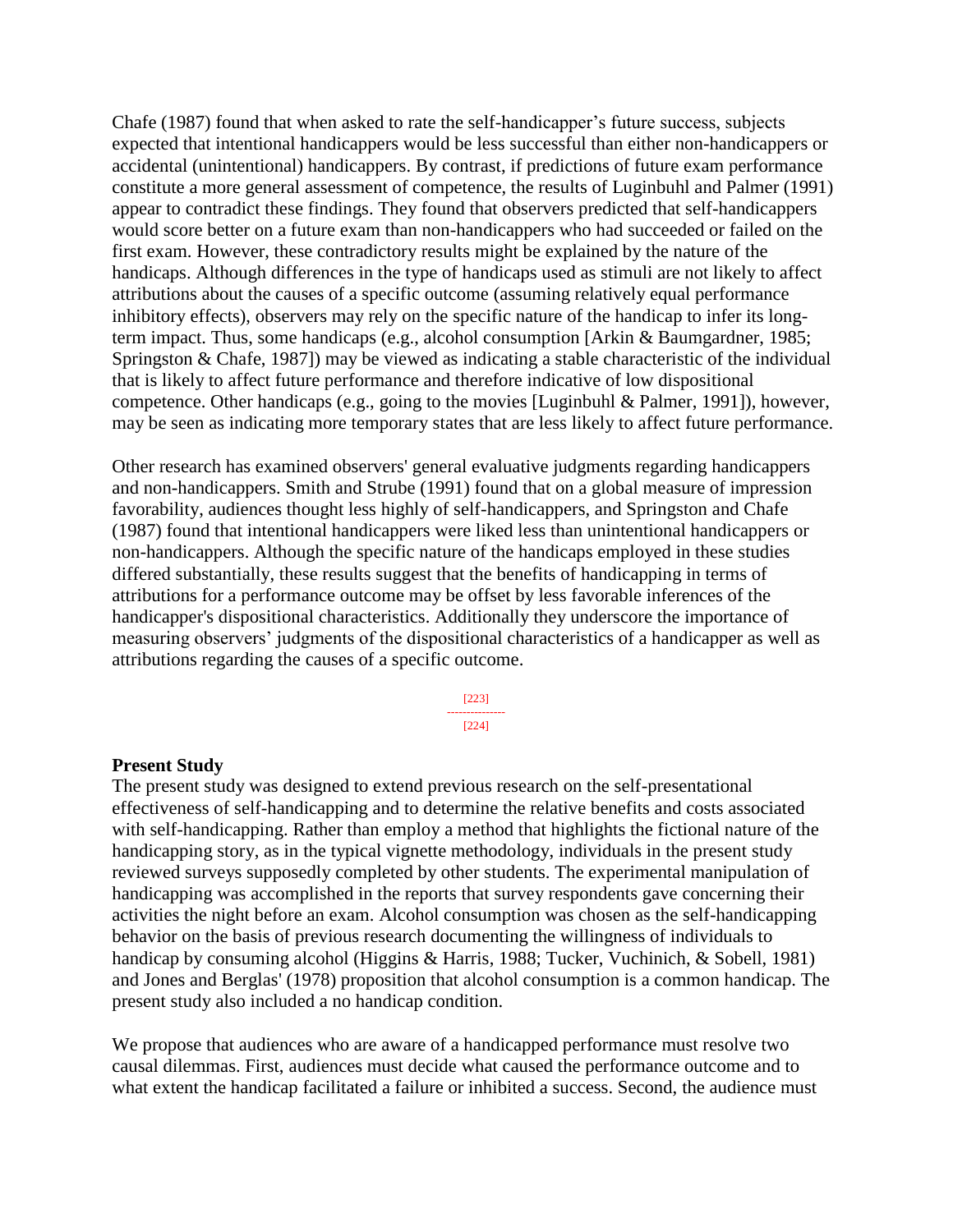Chafe (1987) found that when asked to rate the self-handicapper's future success, subjects expected that intentional handicappers would be less successful than either non-handicappers or accidental (unintentional) handicappers. By contrast, if predictions of future exam performance constitute a more general assessment of competence, the results of Luginbuhl and Palmer (1991) appear to contradict these findings. They found that observers predicted that self-handicappers would score better on a future exam than non-handicappers who had succeeded or failed on the first exam. However, these contradictory results might be explained by the nature of the handicaps. Although differences in the type of handicaps used as stimuli are not likely to affect attributions about the causes of a specific outcome (assuming relatively equal performance inhibitory effects), observers may rely on the specific nature of the handicap to infer its long-term impact. Thus, some handicaps (e.g., alcohol consumption [Arkin & Baumgardner, 1985; Springston & Chafe, 1987]) may be viewed as indicating a stable characteristic of the individual that is likely to affect future performance and therefore indicative of low dispositional competence. Other handicaps (e.g., going to the movies [Luginbuhl & Palmer, 1991]), however, may be seen as indicating more temporary states that are less likely to affect future performance.

Other research has examined observers' general evaluative judgments regarding handicappers and non-handicappers. Smith and Strube (1991) found that on a global measure of impression favorability, audiences thought less highly of self-handicappers, and Springston and Chafe (1987) found that intentional handicappers were liked less than unintentional handicappers or non-handicappers. Although the specific nature of the handicaps employed in these studies differed substantially, these results suggest that the benefits of handicapping in terms of attributions for a performance outcome may be offset by less favorable inferences of the handicapper's dispositional characteristics. Additionally they underscore the importance of measuring observers' judgments of the dispositional characteristics of a handicapper as well as attributions regarding the causes of a specific outcome.

**Present Study**

The present study was designed to extend previous research on the self-presentational effectiveness of self-handicapping and to determine the relative benefits and costs associated with self-handicapping. Rather than employ a method that highlights the fictional nature of the handicapping story, as in the typical vignette methodology, individuals in the present study reviewed surveys supposedly completed by other students. The experimental manipulation of handicapping was accomplished in the reports that survey respondents gave concerning their activities the night before an exam. Alcohol consumption was chosen as the self-handicapping behavior on the basis of previous research documenting the willingness of individuals to handicap by consuming alcohol (Higgins & Harris, 1988; Tucker, Vuchinich, & Sobell, 1981) and Jones and Berglas' (1978) proposition that alcohol consumption is a common handicap. The present study also included a no handicap condition.

We propose that audiences who are aware of a handicapped performance must resolve two causal dilemmas. First, audiences must decide what caused the performance outcome and to what extent the handicap facilitated a failure or inhibited a success. Second, the audience must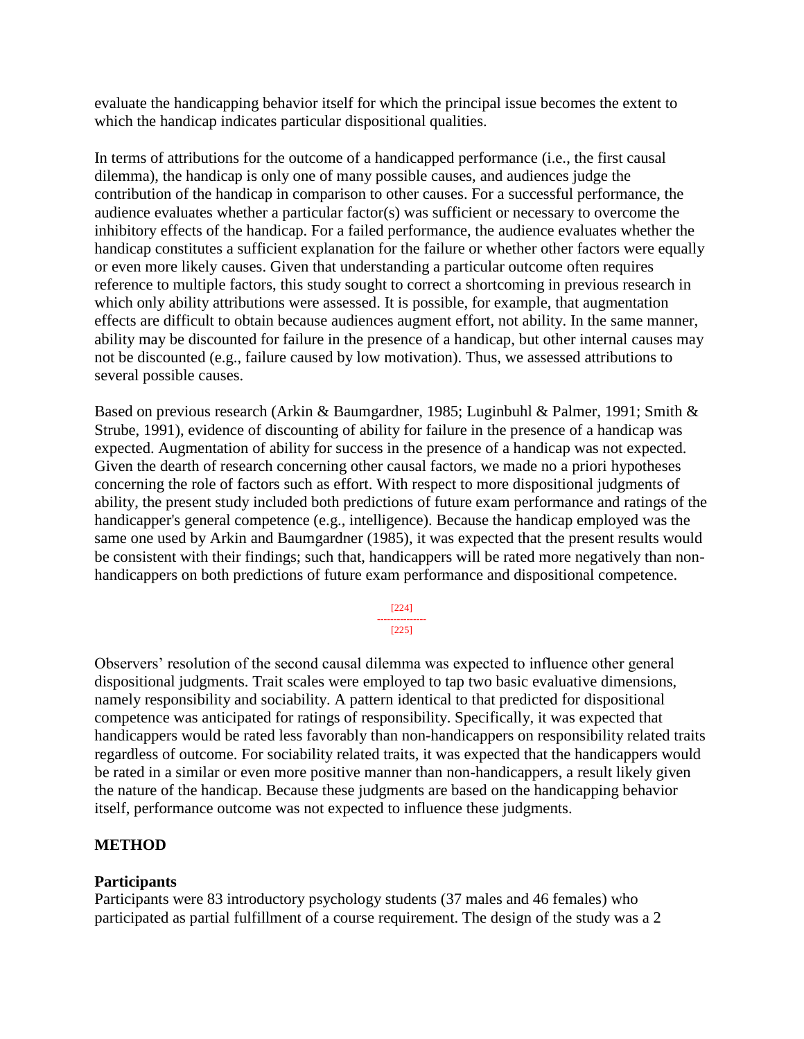evaluate the handicapping behavior itself for which the principal issue becomes the extent to which the handicap indicates particular dispositional qualities.

In terms of attributions for the outcome of a handicapped performance (i.e., the first causal dilemma), the handicap is only one of many possible causes, and audiences judge the contribution of the handicap in comparison to other causes. For a successful performance, the audience evaluates whether a particular factor(s) was sufficient or necessary to overcome the inhibitory effects of the handicap. For a failed performance, the audience evaluates whether the handicap constitutes a sufficient explanation for the failure or whether other factors were equally or even more likely causes. Given that understanding a particular outcome often requires reference to multiple factors, this study sought to correct a shortcoming in previous research in which only ability attributions were assessed. It is possible, for example, that augmentation effects are difficult to obtain because audiences augment effort, not ability. In the same manner, ability may be discounted for failure in the presence of a handicap, but other internal causes may not be discounted (e.g., failure caused by low motivation). Thus, we assessed attributions to several possible causes.

Based on previous research (Arkin & Baumgardner, 1985; Luginbuhl & Palmer, 1991; Smith & Strube, 1991), evidence of discounting of ability for failure in the presence of a handicap was expected. Augmentation of ability for success in the presence of a handicap was not expected. Given the dearth of research concerning other causal factors, we made no a priori hypotheses concerning the role of factors such as effort. With respect to more dispositional judgments of ability, the present study included both predictions of future exam performance and ratings of the handicapper's general competence (e.g., intelligence). Because the handicap employed was the same one used by Arkin and Baumgardner (1985), it was expected that the present results would be consistent with their findings; such that, handicappers will be rated more negatively than non-handicappers on both predictions of future exam performance and dispositional competence.

Observers' resolution of the second causal dilemma was expected to influence other general dispositional judgments. Trait scales were employed to tap two basic evaluative dimensions, namely responsibility and sociability. A pattern identical to that predicted for dispositional competence was anticipated for ratings of responsibility. Specifically, it was expected that handicappers would be rated less favorably than non-handicappers on responsibility related traits regardless of outcome. For sociability related traits, it was expected that the handicappers would be rated in a similar or even more positive manner than non-handicappers, a result likely given the nature of the handicap. Because these judgments are based on the handicapping behavior itself, performance outcome was not expected to influence these judgments.

## METHOD

### Participants

Participants were 83 introductory psychology students (37 males and 46 females) who participated as partial fulfillment of a course requirement. The design of the study was a 2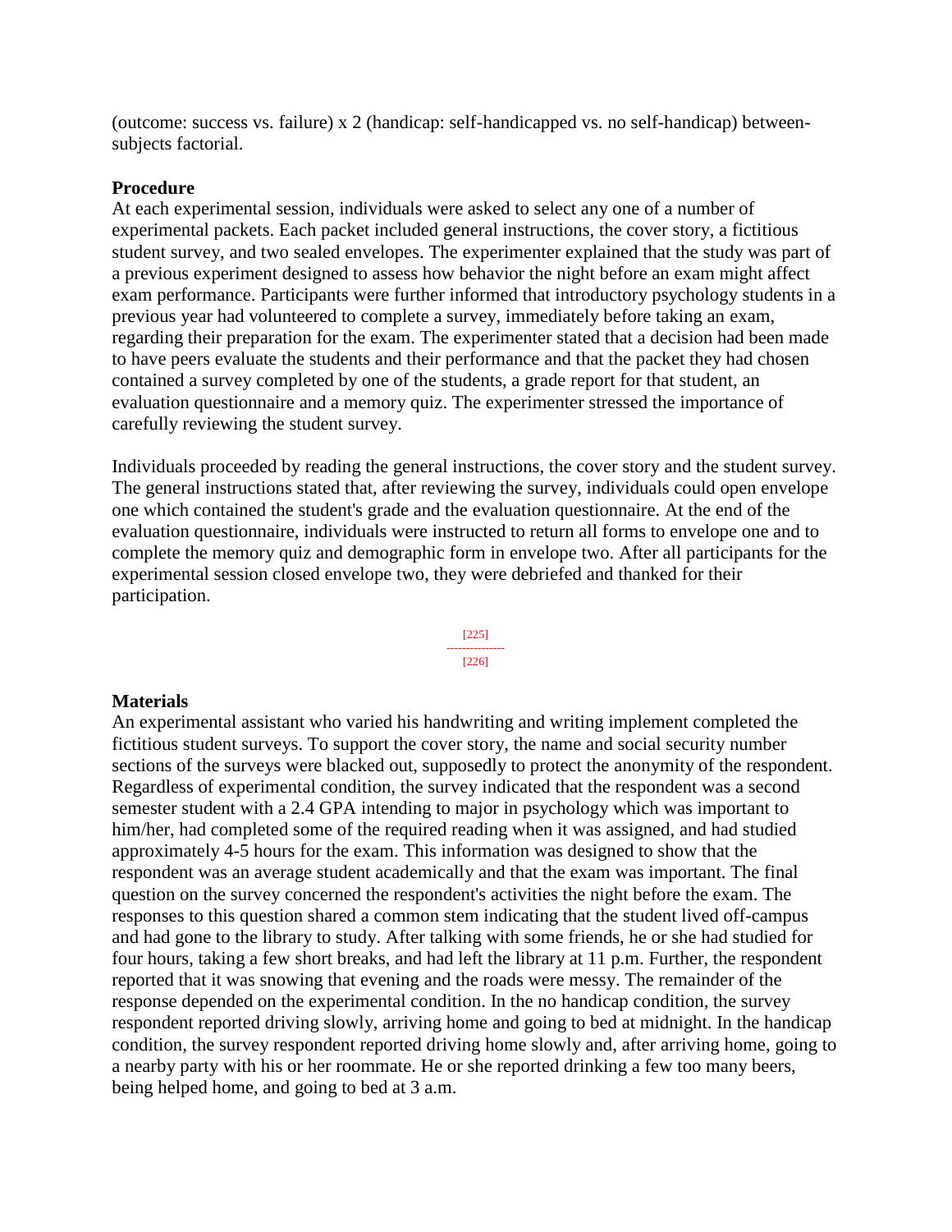(outcome: success vs. failure) x 2 (handicap: self-handicapped vs. no self-handicap) between-subjects factorial.

### Procedure

At each experimental session, individuals were asked to select any one of a number of experimental packets. Each packet included general instructions, the cover story, a fictitious student survey, and two sealed envelopes. The experimenter explained that the study was part of a previous experiment designed to assess how behavior the night before an exam might affect exam performance. Participants were further informed that introductory psychology students in a previous year had volunteered to complete a survey, immediately before taking an exam, regarding their preparation for the exam. The experimenter stated that a decision had been made to have peers evaluate the students and their performance and that the packet they had chosen contained a survey completed by one of the students, a grade report for that student, an evaluation questionnaire and a memory quiz. The experimenter stressed the importance of carefully reviewing the student survey.

Individuals proceeded by reading the general instructions, the cover story and the student survey. The general instructions stated that, after reviewing the survey, individuals could open envelope one which contained the student's grade and the evaluation questionnaire. At the end of the evaluation questionnaire, individuals were instructed to return all forms to envelope one and to complete the memory quiz and demographic form in envelope two. After all participants for the experimental session closed envelope two, they were debriefed and thanked for their participation.

### Materials

An experimental assistant who varied his handwriting and writing implement completed the fictitious student surveys. To support the cover story, the name and social security number sections of the surveys were blacked out, supposedly to protect the anonymity of the respondent. Regardless of experimental condition, the survey indicated that the respondent was a second semester student with a 2.4 GPA intending to major in psychology which was important to him/her, had completed some of the required reading when it was assigned, and had studied approximately 4-5 hours for the exam. This information was designed to show that the respondent was an average student academically and that the exam was important. The final question on the survey concerned the respondent's activities the night before the exam. The responses to this question shared a common stem indicating that the student lived off-campus and had gone to the library to study. After talking with some friends, he or she had studied for four hours, taking a few short breaks, and had left the library at 11 p.m. Further, the respondent reported that it was snowing that evening and the roads were messy. The remainder of the response depended on the experimental condition. In the no handicap condition, the survey respondent reported driving slowly, arriving home and going to bed at midnight. In the handicap condition, the survey respondent reported driving home slowly and, after arriving home, going to a nearby party with his or her roommate. He or she reported drinking a few too many beers, being helped home, and going to bed at 3 a.m.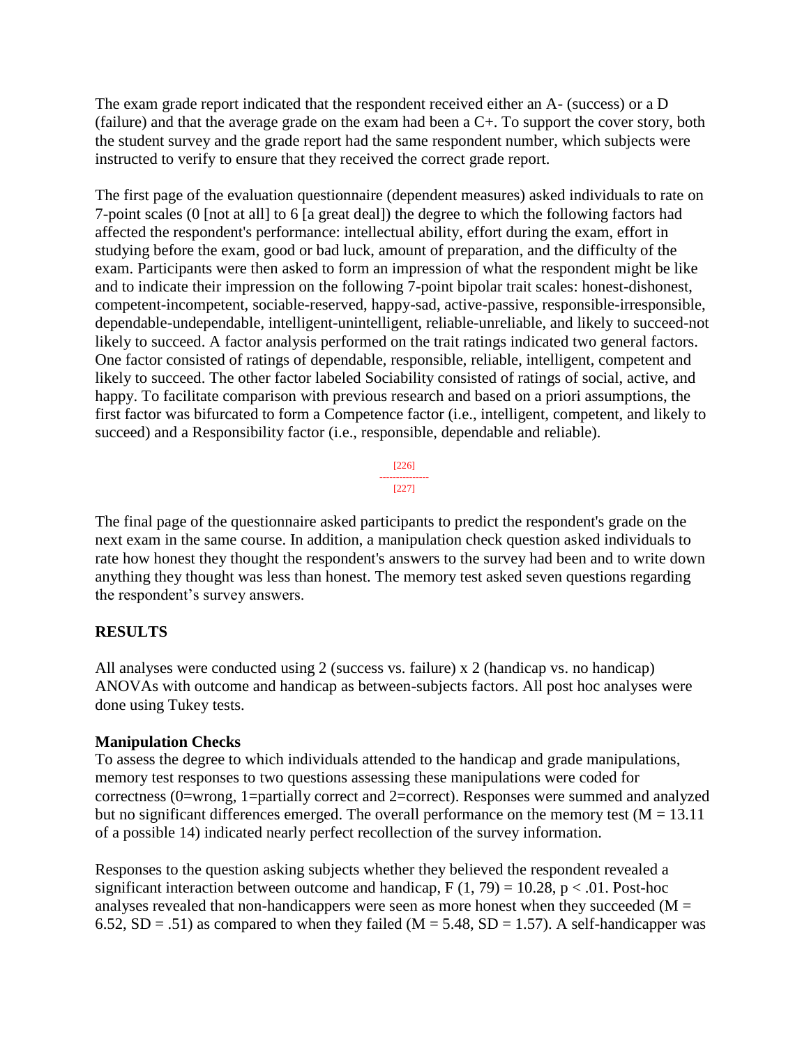The exam grade report indicated that the respondent received either an A- (success) or a D (failure) and that the average grade on the exam had been a C+. To support the cover story, both the student survey and the grade report had the same respondent number, which subjects were instructed to verify to ensure that they received the correct grade report.

The first page of the evaluation questionnaire (dependent measures) asked individuals to rate on 7-point scales (0 [not at all] to 6 [a great deal]) the degree to which the following factors had affected the respondent's performance: intellectual ability, effort during the exam, effort in studying before the exam, good or bad luck, amount of preparation, and the difficulty of the exam. Participants were then asked to form an impression of what the respondent might be like and to indicate their impression on the following 7-point bipolar trait scales: honest-dishonest, competent-incompetent, sociable-reserved, happy-sad, active-passive, responsible-irresponsible, dependable-undependable, intelligent-unintelligent, reliable-unreliable, and likely to succeed-not likely to succeed. A factor analysis performed on the trait ratings indicated two general factors. One factor consisted of ratings of dependable, responsible, reliable, intelligent, competent and likely to succeed. The other factor labeled Sociability consisted of ratings of social, active, and happy. To facilitate comparison with previous research and based on a priori assumptions, the first factor was bifurcated to form a Competence factor (i.e., intelligent, competent, and likely to succeed) and a Responsibility factor (i.e., responsible, dependable and reliable).

The final page of the questionnaire asked participants to predict the respondent's grade on the next exam in the same course. In addition, a manipulation check question asked individuals to rate how honest they thought the respondent's answers to the survey had been and to write down anything they thought was less than honest. The memory test asked seven questions regarding the respondent's survey answers.

## RESULTS

All analyses were conducted using 2 (success vs. failure) x 2 (handicap vs. no handicap) ANOVAs with outcome and handicap as between-subjects factors. All post hoc analyses were done using Tukey tests.

### Manipulation Checks

To assess the degree to which individuals attended to the handicap and grade manipulations, memory test responses to two questions assessing these manipulations were coded for correctness (0=wrong, 1=partially correct and 2=correct). Responses were summed and analyzed but no significant differences emerged. The overall performance on the memory test ($M = 13.11$ of a possible 14) indicated nearly perfect recollection of the survey information.

Responses to the question asking subjects whether they believed the respondent revealed a significant interaction between outcome and handicap, $F(1, 79) = 10.28$, $p < .01$. Post-hoc analyses revealed that non-handicappers were seen as more honest when they succeeded ($M = 6.52$, $SD = .51$) as compared to when they failed ($M = 5.48$, $SD = 1.57$). A self-handicapper was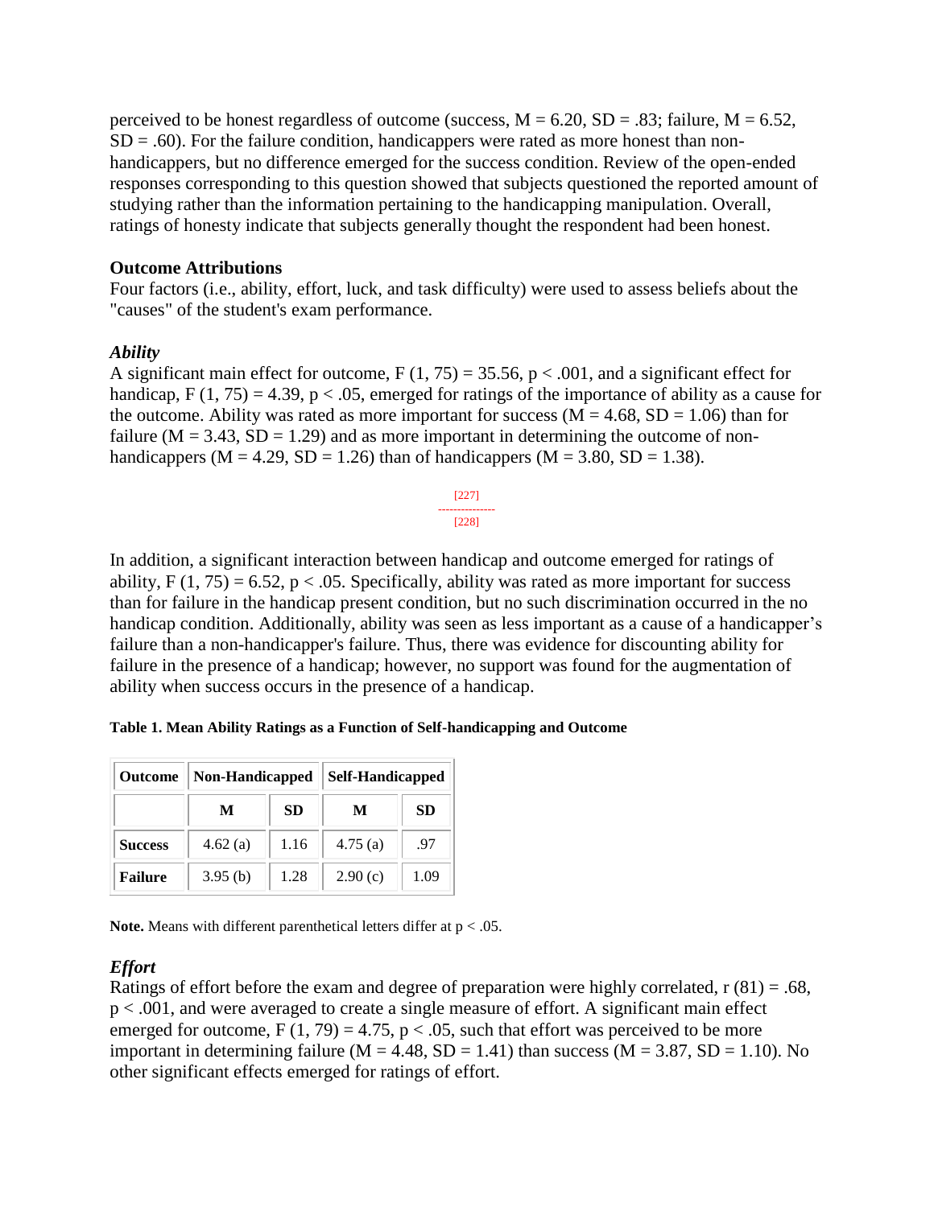perceived to be honest regardless of outcome (success, $M = 6.20$, $SD = .83$; failure, $M = 6.52$, $SD = .60$). For the failure condition, handicappers were rated as more honest than non-handicappers, but no difference emerged for the success condition. Review of the open-ended responses corresponding to this question showed that subjects questioned the reported amount of studying rather than the information pertaining to the handicapping manipulation. Overall, ratings of honesty indicate that subjects generally thought the respondent had been honest.

### Outcome Attributions

Four factors (i.e., ability, effort, luck, and task difficulty) were used to assess beliefs about the "causes" of the student's exam performance.

#### *Ability*

A significant main effect for outcome, $F(1, 75) = 35.56$, $p < .001$, and a significant effect for handicap, $F(1, 75) = 4.39$, $p < .05$, emerged for ratings of the importance of ability as a cause for the outcome. Ability was rated as more important for success ($M = 4.68$, $SD = 1.06$) than for failure ($M = 3.43$, $SD = 1.29$) and as more important in determining the outcome of non-handicappers ($M = 4.29$, $SD = 1.26$) than of handicappers ($M = 3.80$, $SD = 1.38$).

In addition, a significant interaction between handicap and outcome emerged for ratings of ability, $F(1, 75) = 6.52$, $p < .05$. Specifically, ability was rated as more important for success than for failure in the handicap present condition, but no such discrimination occurred in the no handicap condition. Additionally, ability was seen as less important as a cause of a handicapper's failure than a non-handicapper's failure. Thus, there was evidence for discounting ability for failure in the presence of a handicap; however, no support was found for the augmentation of ability when success occurs in the presence of a handicap.

**Table 1. Mean Ability Ratings as a Function of Self-handicapping and Outcome**

| Outcome | Non-Handicapped | | Self-Handicapped | |
|---|---|---|---|---|
| | M | SD | M | SD |
| **Success** | 4.62 (a) | 1.16 | 4.75 (a) | .97 |
| **Failure** | 3.95 (b) | 1.28 | 2.90 (c) | 1.09 |

**Note.** Means with different parenthetical letters differ at $p < .05$.

#### *Effort*

Ratings of effort before the exam and degree of preparation were highly correlated, $r(81) = .68$, $p < .001$, and were averaged to create a single measure of effort. A significant main effect emerged for outcome, $F(1, 79) = 4.75$, $p < .05$, such that effort was perceived to be more important in determining failure ($M = 4.48$, $SD = 1.41$) than success ($M = 3.87$, $SD = 1.10$). No other significant effects emerged for ratings of effort.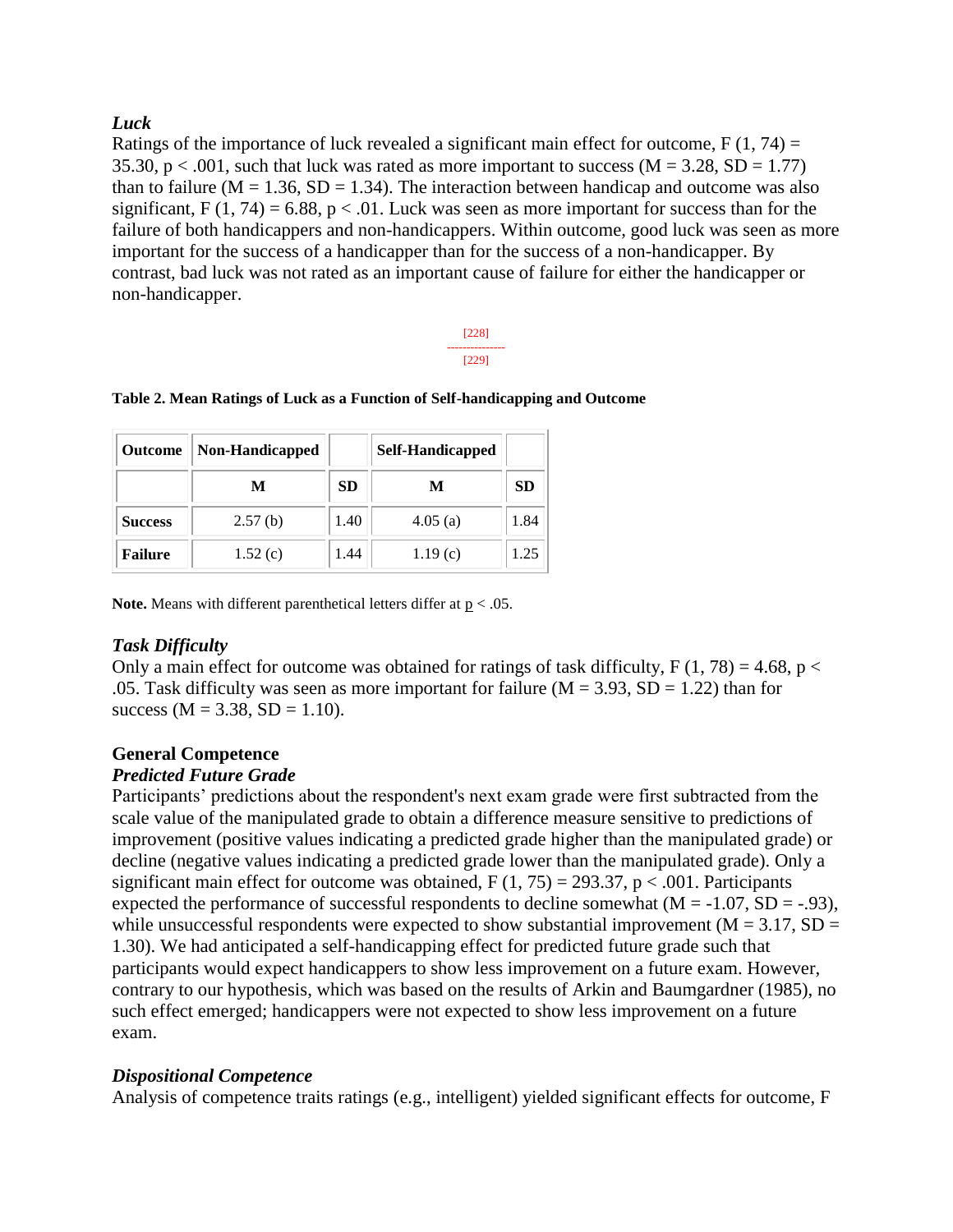### *Luck*

Ratings of the importance of luck revealed a significant main effect for outcome, $F(1, 74) = 35.30$, $p < .001$, such that luck was rated as more important to success ($M = 3.28$, $SD = 1.77$) than to failure ($M = 1.36$, $SD = 1.34$). The interaction between handicap and outcome was also significant, $F(1, 74) = 6.88$, $p < .01$. Luck was seen as more important for success than for the failure of both handicappers and non-handicappers. Within outcome, good luck was seen as more important for the success of a handicapper than for the success of a non-handicapper. By contrast, bad luck was not rated as an important cause of failure for either the handicapper or non-handicapper.

[228]

[229]

**Table 2. Mean Ratings of Luck as a Function of Self-handicapping and Outcome**

| Outcome | Non-Handicapped | | Self-Handicapped | |
|---|---|---|---|---|
| | M | SD | M | SD |
| **Success** | 2.57 (b) | 1.40 | 4.05 (a) | 1.84 |
| **Failure** | 1.52 (c) | 1.44 | 1.19 (c) | 1.25 |

**Note.** Means with different parenthetical letters differ at $p < .05$.

### *Task Difficulty*

Only a main effect for outcome was obtained for ratings of task difficulty, $F(1, 78) = 4.68$, $p < .05$. Task difficulty was seen as more important for failure ($M = 3.93$, $SD = 1.22$) than for success ($M = 3.38$, $SD = 1.10$).

## General Competence

### *Predicted Future Grade*

Participants' predictions about the respondent's next exam grade were first subtracted from the scale value of the manipulated grade to obtain a difference measure sensitive to predictions of improvement (positive values indicating a predicted grade higher than the manipulated grade) or decline (negative values indicating a predicted grade lower than the manipulated grade). Only a significant main effect for outcome was obtained, $F(1, 75) = 293.37$, $p < .001$. Participants expected the performance of successful respondents to decline somewhat ($M = -1.07$, $SD = -.93$), while unsuccessful respondents were expected to show substantial improvement ($M = 3.17$, $SD = 1.30$). We had anticipated a self-handicapping effect for predicted future grade such that participants would expect handicappers to show less improvement on a future exam. However, contrary to our hypothesis, which was based on the results of Arkin and Baumgardner (1985), no such effect emerged; handicappers were not expected to show less improvement on a future exam.

### *Dispositional Competence*

Analysis of competence traits ratings (e.g., intelligent) yielded significant effects for outcome, F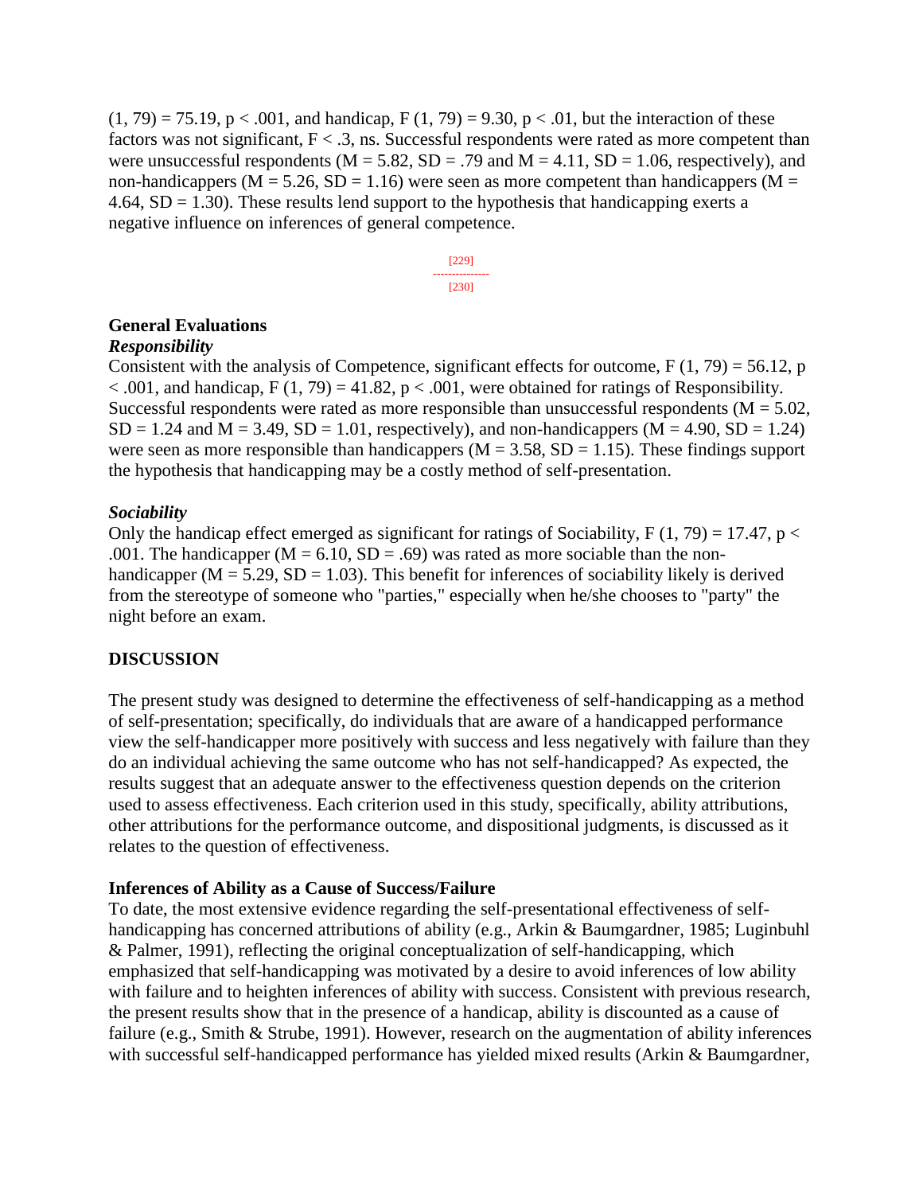$(1, 79) = 75.19$, $p < .001$, and handicap, $F(1, 79) = 9.30$, $p < .01$, but the interaction of these factors was not significant, $F < .3$, ns. Successful respondents were rated as more competent than were unsuccessful respondents ($M = 5.82$, $SD = .79$ and $M = 4.11$, $SD = 1.06$, respectively), and non-handicappers ($M = 5.26$, $SD = 1.16$) were seen as more competent than handicappers ($M = 4.64$, $SD = 1.30$). These results lend support to the hypothesis that handicapping exerts a negative influence on inferences of general competence.

### General Evaluations

#### *Responsibility*

Consistent with the analysis of Competence, significant effects for outcome, $F(1, 79) = 56.12$, $p < .001$, and handicap, $F(1, 79) = 41.82$, $p < .001$, were obtained for ratings of Responsibility. Successful respondents were rated as more responsible than unsuccessful respondents ($M = 5.02$, $SD = 1.24$ and $M = 3.49$, $SD = 1.01$, respectively), and non-handicappers ($M = 4.90$, $SD = 1.24$) were seen as more responsible than handicappers ($M = 3.58$, $SD = 1.15$). These findings support the hypothesis that handicapping may be a costly method of self-presentation.

#### *Sociability*

Only the handicap effect emerged as significant for ratings of Sociability, $F(1, 79) = 17.47$, $p < .001$. The handicapper ($M = 6.10$, $SD = .69$) was rated as more sociable than the non-handicapper ($M = 5.29$, $SD = 1.03$). This benefit for inferences of sociability likely is derived from the stereotype of someone who "parties," especially when he/she chooses to "party" the night before an exam.

## DISCUSSION

The present study was designed to determine the effectiveness of self-handicapping as a method of self-presentation; specifically, do individuals that are aware of a handicapped performance view the self-handicapper more positively with success and less negatively with failure than they do an individual achieving the same outcome who has not self-handicapped? As expected, the results suggest that an adequate answer to the effectiveness question depends on the criterion used to assess effectiveness. Each criterion used in this study, specifically, ability attributions, other attributions for the performance outcome, and dispositional judgments, is discussed as it relates to the question of effectiveness.

### Inferences of Ability as a Cause of Success/Failure

To date, the most extensive evidence regarding the self-presentational effectiveness of self-handicapping has concerned attributions of ability (e.g., Arkin & Baumgardner, 1985; Luginbuhl & Palmer, 1991), reflecting the original conceptualization of self-handicapping, which emphasized that self-handicapping was motivated by a desire to avoid inferences of low ability with failure and to heighten inferences of ability with success. Consistent with previous research, the present results show that in the presence of a handicap, ability is discounted as a cause of failure (e.g., Smith & Strube, 1991). However, research on the augmentation of ability inferences with successful self-handicapped performance has yielded mixed results (Arkin & Baumgardner,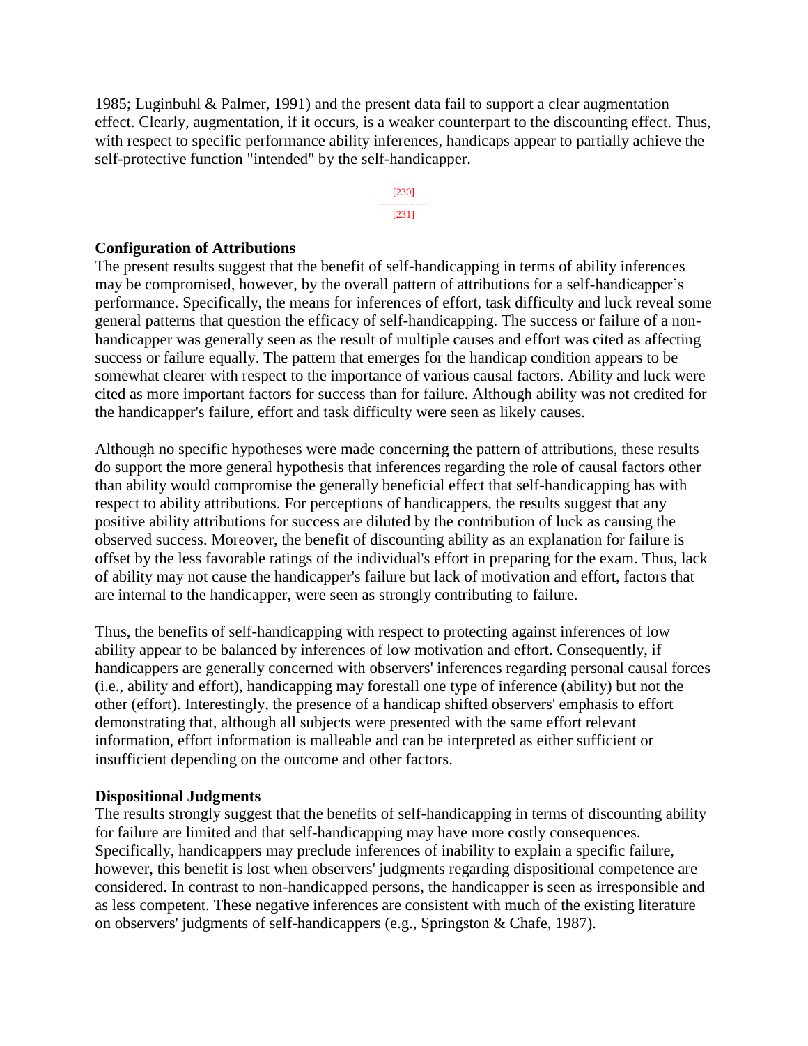1985; Luginbuhl & Palmer, 1991) and the present data fail to support a clear augmentation effect. Clearly, augmentation, if it occurs, is a weaker counterpart to the discounting effect. Thus, with respect to specific performance ability inferences, handicaps appear to partially achieve the self-protective function "intended" by the self-handicapper.

**Configuration of Attributions**

The present results suggest that the benefit of self-handicapping in terms of ability inferences may be compromised, however, by the overall pattern of attributions for a self-handicapper's performance. Specifically, the means for inferences of effort, task difficulty and luck reveal some general patterns that question the efficacy of self-handicapping. The success or failure of a non-handicapper was generally seen as the result of multiple causes and effort was cited as affecting success or failure equally. The pattern that emerges for the handicap condition appears to be somewhat clearer with respect to the importance of various causal factors. Ability and luck were cited as more important factors for success than for failure. Although ability was not credited for the handicapper's failure, effort and task difficulty were seen as likely causes.

Although no specific hypotheses were made concerning the pattern of attributions, these results do support the more general hypothesis that inferences regarding the role of causal factors other than ability would compromise the generally beneficial effect that self-handicapping has with respect to ability attributions. For perceptions of handicappers, the results suggest that any positive ability attributions for success are diluted by the contribution of luck as causing the observed success. Moreover, the benefit of discounting ability as an explanation for failure is offset by the less favorable ratings of the individual's effort in preparing for the exam. Thus, lack of ability may not cause the handicapper's failure but lack of motivation and effort, factors that are internal to the handicapper, were seen as strongly contributing to failure.

Thus, the benefits of self-handicapping with respect to protecting against inferences of low ability appear to be balanced by inferences of low motivation and effort. Consequently, if handicappers are generally concerned with observers' inferences regarding personal causal forces (i.e., ability and effort), handicapping may forestall one type of inference (ability) but not the other (effort). Interestingly, the presence of a handicap shifted observers' emphasis to effort demonstrating that, although all subjects were presented with the same effort relevant information, effort information is malleable and can be interpreted as either sufficient or insufficient depending on the outcome and other factors.

**Dispositional Judgments**

The results strongly suggest that the benefits of self-handicapping in terms of discounting ability for failure are limited and that self-handicapping may have more costly consequences. Specifically, handicappers may preclude inferences of inability to explain a specific failure, however, this benefit is lost when observers' judgments regarding dispositional competence are considered. In contrast to non-handicapped persons, the handicapper is seen as irresponsible and as less competent. These negative inferences are consistent with much of the existing literature on observers' judgments of self-handicappers (e.g., Springston & Chafe, 1987).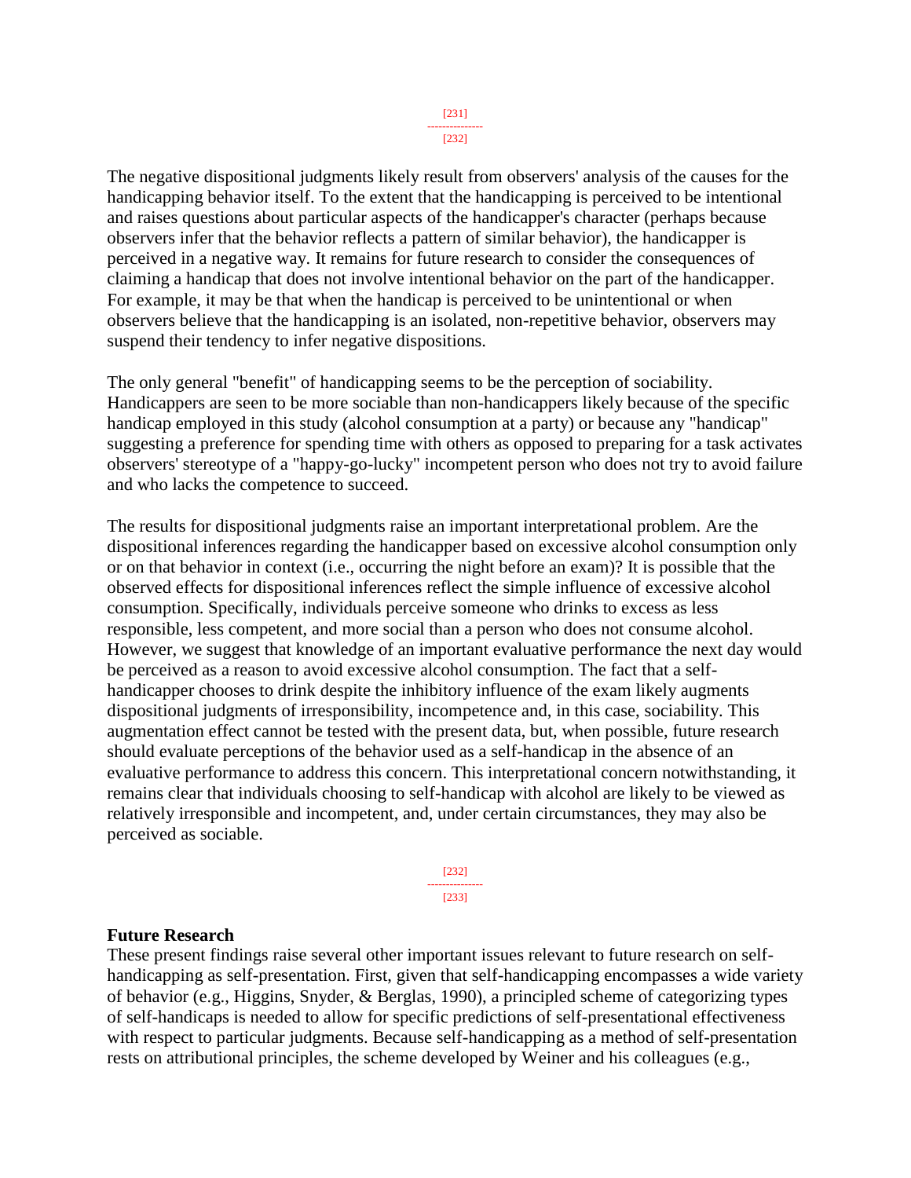The negative dispositional judgments likely result from observers' analysis of the causes for the handicapping behavior itself. To the extent that the handicapping is perceived to be intentional and raises questions about particular aspects of the handicapper's character (perhaps because observers infer that the behavior reflects a pattern of similar behavior), the handicapper is perceived in a negative way. It remains for future research to consider the consequences of claiming a handicap that does not involve intentional behavior on the part of the handicapper. For example, it may be that when the handicap is perceived to be unintentional or when observers believe that the handicapping is an isolated, non-repetitive behavior, observers may suspend their tendency to infer negative dispositions.

The only general "benefit" of handicapping seems to be the perception of sociability. Handicappers are seen to be more sociable than non-handicappers likely because of the specific handicap employed in this study (alcohol consumption at a party) or because any "handicap" suggesting a preference for spending time with others as opposed to preparing for a task activates observers' stereotype of a "happy-go-lucky" incompetent person who does not try to avoid failure and who lacks the competence to succeed.

The results for dispositional judgments raise an important interpretational problem. Are the dispositional inferences regarding the handicapper based on excessive alcohol consumption only or on that behavior in context (i.e., occurring the night before an exam)? It is possible that the observed effects for dispositional inferences reflect the simple influence of excessive alcohol consumption. Specifically, individuals perceive someone who drinks to excess as less responsible, less competent, and more social than a person who does not consume alcohol. However, we suggest that knowledge of an important evaluative performance the next day would be perceived as a reason to avoid excessive alcohol consumption. The fact that a self-handicapper chooses to drink despite the inhibitory influence of the exam likely augments dispositional judgments of irresponsibility, incompetence and, in this case, sociability. This augmentation effect cannot be tested with the present data, but, when possible, future research should evaluate perceptions of the behavior used as a self-handicap in the absence of an evaluative performance to address this concern. This interpretational concern notwithstanding, it remains clear that individuals choosing to self-handicap with alcohol are likely to be viewed as relatively irresponsible and incompetent, and, under certain circumstances, they may also be perceived as sociable.

**Future Research**

These present findings raise several other important issues relevant to future research on self-handicapping as self-presentation. First, given that self-handicapping encompasses a wide variety of behavior (e.g., Higgins, Snyder, & Berglas, 1990), a principled scheme of categorizing types of self-handicaps is needed to allow for specific predictions of self-presentational effectiveness with respect to particular judgments. Because self-handicapping as a method of self-presentation rests on attributional principles, the scheme developed by Weiner and his colleagues (e.g.,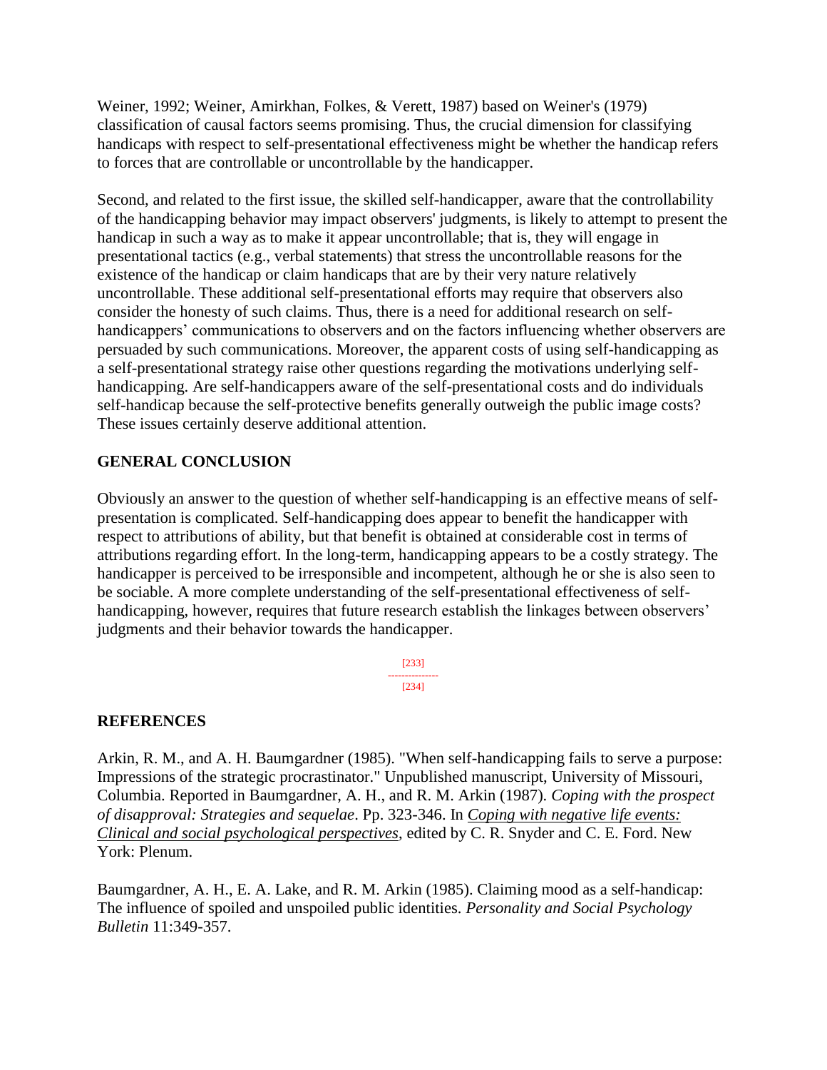Weiner, 1992; Weiner, Amirkhan, Folkes, & Verett, 1987) based on Weiner's (1979) classification of causal factors seems promising. Thus, the crucial dimension for classifying handicaps with respect to self-presentational effectiveness might be whether the handicap refers to forces that are controllable or uncontrollable by the handicapper.

Second, and related to the first issue, the skilled self-handicapper, aware that the controllability of the handicapping behavior may impact observers' judgments, is likely to attempt to present the handicap in such a way as to make it appear uncontrollable; that is, they will engage in presentational tactics (e.g., verbal statements) that stress the uncontrollable reasons for the existence of the handicap or claim handicaps that are by their very nature relatively uncontrollable. These additional self-presentational efforts may require that observers also consider the honesty of such claims. Thus, there is a need for additional research on self-handicappers' communications to observers and on the factors influencing whether observers are persuaded by such communications. Moreover, the apparent costs of using self-handicapping as a self-presentational strategy raise other questions regarding the motivations underlying self-handicapping. Are self-handicappers aware of the self-presentational costs and do individuals self-handicap because the self-protective benefits generally outweigh the public image costs? These issues certainly deserve additional attention.

## GENERAL CONCLUSION

Obviously an answer to the question of whether self-handicapping is an effective means of self-presentation is complicated. Self-handicapping does appear to benefit the handicapper with respect to attributions of ability, but that benefit is obtained at considerable cost in terms of attributions regarding effort. In the long-term, handicapping appears to be a costly strategy. The handicapper is perceived to be irresponsible and incompetent, although he or she is also seen to be sociable. A more complete understanding of the self-presentational effectiveness of self-handicapping, however, requires that future research establish the linkages between observers' judgments and their behavior towards the handicapper.

## REFERENCES

Arkin, R. M., and A. H. Baumgardner (1985). "When self-handicapping fails to serve a purpose: Impressions of the strategic procrastinator." Unpublished manuscript, University of Missouri, Columbia. Reported in Baumgardner, A. H., and R. M. Arkin (1987). *Coping with the prospect of disapproval: Strategies and sequelae*. Pp. 323-346. In *Coping with negative life events: Clinical and social psychological perspectives*, edited by C. R. Snyder and C. E. Ford. New York: Plenum.

Baumgardner, A. H., E. A. Lake, and R. M. Arkin (1985). Claiming mood as a self-handicap: The influence of spoiled and unspoiled public identities. *Personality and Social Psychology Bulletin* 11:349-357.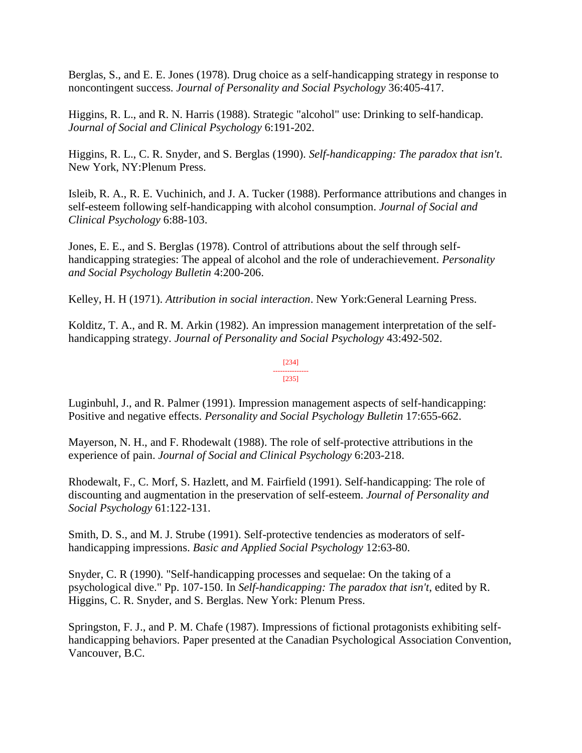Berglas, S., and E. E. Jones (1978). Drug choice as a self-handicapping strategy in response to noncontingent success. *Journal of Personality and Social Psychology* 36:405-417.

Higgins, R. L., and R. N. Harris (1988). Strategic "alcohol" use: Drinking to self-handicap. *Journal of Social and Clinical Psychology* 6:191-202.

Higgins, R. L., C. R. Snyder, and S. Berglas (1990). *Self-handicapping: The paradox that isn't*. New York, NY:Plenum Press.

Isleib, R. A., R. E. Vuchinich, and J. A. Tucker (1988). Performance attributions and changes in self-esteem following self-handicapping with alcohol consumption. *Journal of Social and Clinical Psychology* 6:88-103.

Jones, E. E., and S. Berglas (1978). Control of attributions about the self through self-handicapping strategies: The appeal of alcohol and the role of underachievement. *Personality and Social Psychology Bulletin* 4:200-206.

Kelley, H. H (1971). *Attribution in social interaction*. New York:General Learning Press.

Kolditz, T. A., and R. M. Arkin (1982). An impression management interpretation of the self-handicapping strategy. *Journal of Personality and Social Psychology* 43:492-502.

Luginbuhl, J., and R. Palmer (1991). Impression management aspects of self-handicapping: Positive and negative effects. *Personality and Social Psychology Bulletin* 17:655-662.

Mayerson, N. H., and F. Rhodewalt (1988). The role of self-protective attributions in the experience of pain. *Journal of Social and Clinical Psychology* 6:203-218.

Rhodewalt, F., C. Morf, S. Hazlett, and M. Fairfield (1991). Self-handicapping: The role of discounting and augmentation in the preservation of self-esteem. *Journal of Personality and Social Psychology* 61:122-131.

Smith, D. S., and M. J. Strube (1991). Self-protective tendencies as moderators of self-handicapping impressions. *Basic and Applied Social Psychology* 12:63-80.

Snyder, C. R (1990). "Self-handicapping processes and sequelae: On the taking of a psychological dive." Pp. 107-150. In *Self-handicapping: The paradox that isn't*, edited by R. Higgins, C. R. Snyder, and S. Berglas. New York: Plenum Press.

Springston, F. J., and P. M. Chafe (1987). Impressions of fictional protagonists exhibiting self-handicapping behaviors. Paper presented at the Canadian Psychological Association Convention, Vancouver, B.C.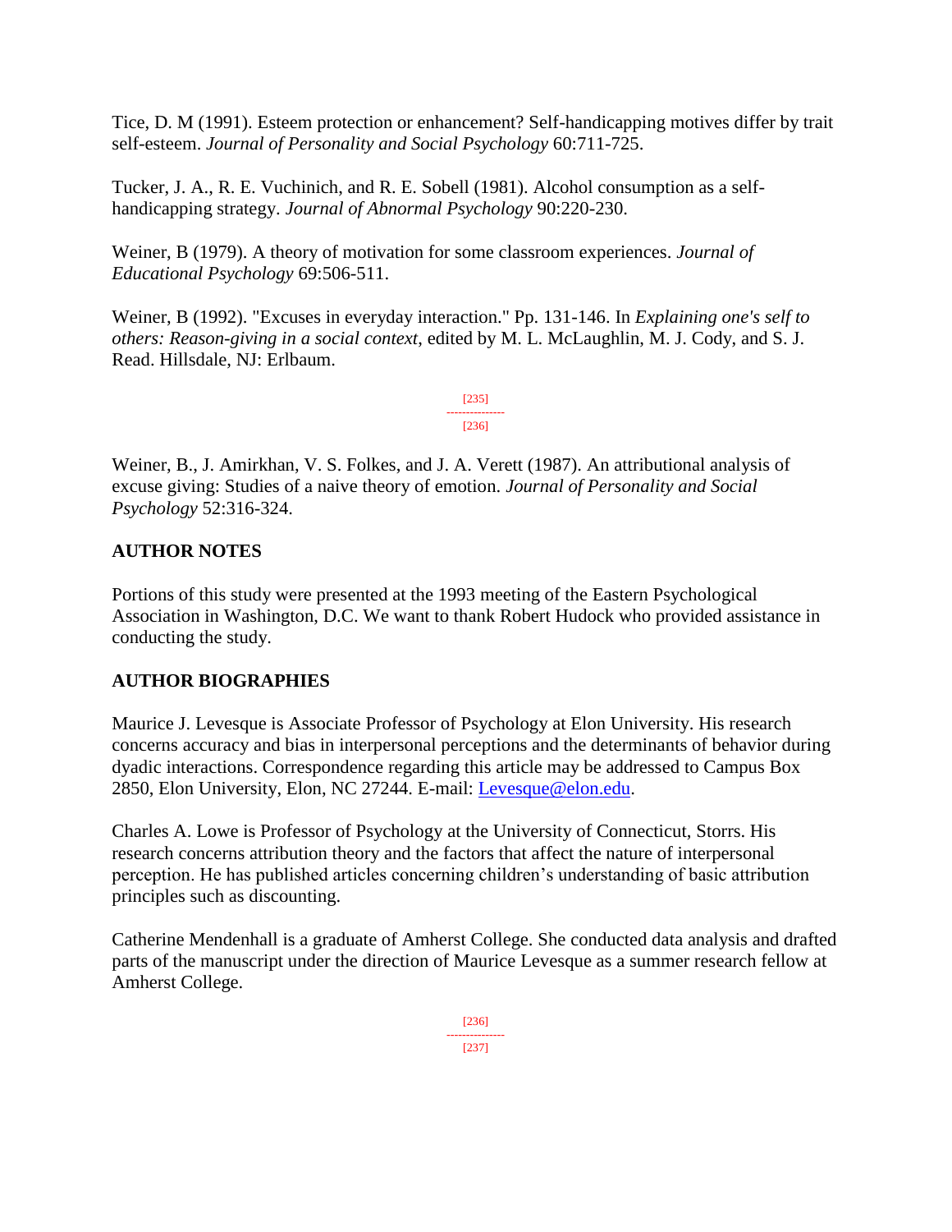Tice, D. M (1991). Esteem protection or enhancement? Self-handicapping motives differ by trait self-esteem. *Journal of Personality and Social Psychology* 60:711-725.

Tucker, J. A., R. E. Vuchinich, and R. E. Sobell (1981). Alcohol consumption as a self-handicapping strategy. *Journal of Abnormal Psychology* 90:220-230.

Weiner, B (1979). A theory of motivation for some classroom experiences. *Journal of Educational Psychology* 69:506-511.

Weiner, B (1992). "Excuses in everyday interaction." Pp. 131-146. In *Explaining one's self to others: Reason-giving in a social context*, edited by M. L. McLaughlin, M. J. Cody, and S. J. Read. Hillsdale, NJ: Erlbaum.

Weiner, B., J. Amirkhan, V. S. Folkes, and J. A. Verett (1987). An attributional analysis of excuse giving: Studies of a naive theory of emotion. *Journal of Personality and Social Psychology* 52:316-324.

## AUTHOR NOTES

Portions of this study were presented at the 1993 meeting of the Eastern Psychological Association in Washington, D.C. We want to thank Robert Hudock who provided assistance in conducting the study.

## AUTHOR BIOGRAPHIES

Maurice J. Levesque is Associate Professor of Psychology at Elon University. His research concerns accuracy and bias in interpersonal perceptions and the determinants of behavior during dyadic interactions. Correspondence regarding this article may be addressed to Campus Box 2850, Elon University, Elon, NC 27244. E-mail: Levesque@elon.edu.

Charles A. Lowe is Professor of Psychology at the University of Connecticut, Storrs. His research concerns attribution theory and the factors that affect the nature of interpersonal perception. He has published articles concerning children's understanding of basic attribution principles such as discounting.

Catherine Mendenhall is a graduate of Amherst College. She conducted data analysis and drafted parts of the manuscript under the direction of Maurice Levesque as a summer research fellow at Amherst College.